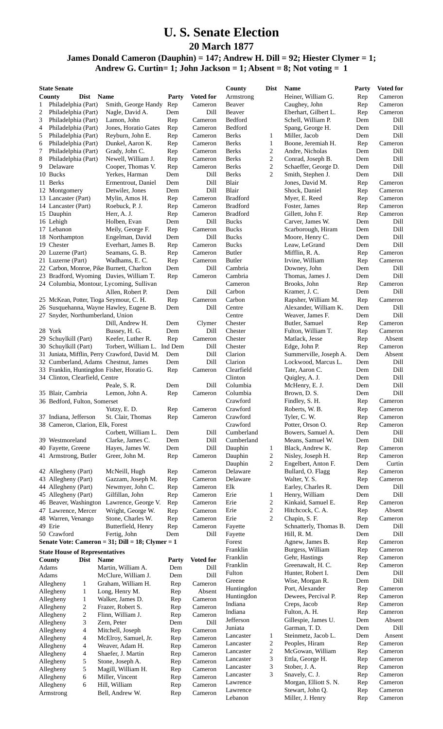# U. S. Senate Election

## 20 March 1877

### James Donald Cameron (Dauphin) = 147; Andrew H. Dill = 92; Hiester Clymer = 1; Andrew G. Curtin= 1; John Jackson = 1; Absent = 8; Not voting = 1

**State Senate**

| Dist | County | Name | Party | Voted for |
|---|---|---|---|---|
| 1 | Philadelphia (Part) | Smith, George Handy | Rep | Cameron |
| 2 | Philadelphia (Part) | Nagle, David A. | Dem | Dill |
| 3 | Philadelphia (Part) | Lamon, John | Rep | Cameron |
| 4 | Philadelphia (Part) | Jones, Horatio Gates | Rep | Cameron |
| 5 | Philadelphia (Part) | Reyburn, John E. | Rep | Cameron |
| 6 | Philadelphia (Part) | Dunkel, Aaron K. | Rep | Cameron |
| 7 | Philadelphia (Part) | Grady, John C. | Rep | Cameron |
| 8 | Philadelphia (Part) | Newell, William J. | Rep | Cameron |
| 9 | Delaware | Cooper, Thomas V. | Rep | Cameron |
| 10 | Bucks | Yerkes, Harman | Dem | Dill |
| 11 | Berks | Ermentrout, Daniel | Dem | Dill |
| 12 | Montgomery | Detwiler, Jones | Dem | Dill |
| 13 | Lancaster (Part) | Mylin, Amos H. | Rep | Cameron |
| 14 | Lancaster (Part) | Roebuck, P. J. | Rep | Cameron |
| 15 | Dauphin | Herr, A. J. | Rep | Cameron |
| 16 | Lehigh | Holben, Evan | Dem | Dill |
| 17 | Lebanon | Meily, George F. | Rep | Cameron |
| 18 | Northampton | Engelman, David | Dem | Dill |
| 19 | Chester | Everhart, James B. | Rep | Cameron |
| 20 | Luzerne (Part) | Seamans, G. B. | Rep | Cameron |
| 21 | Luzerne (Part) | Wadhams, E. C. | Rep | Cameron |
| 22 | Carbon, Monroe, Pike | Burnett, Charlton | Dem | Dill |
| 23 | Bradford, Wyoming | Davies, William T. | Rep | Cameron |
| 24 | Columbia, Montour, Lycoming, Sullivan | Allen, Robert P. | Dem | Dill |
| 25 | McKean, Potter, Tioga | Seymour, C. H. | Rep | Cameron |
| 26 | Susquehanna, Wayne | Hawley, Eugene B. | Dem | Dill |
| 27 | Snyder, Northumberland, Union | Dill, Andrew H. | Dem | Clymer |
| 28 | York | Bussey, H. G. | Dem | Dill |
| 29 | Schuylkill (Part) | Keefer, Luther R. | Rep | Cameron |
| 30 | Schuylkill (Part) | Torbert, William L. | Ind Dem | Dill |
| 31 | Juniata, Mifflin, Perry | Crawford, David M. | Dem | Dill |
| 32 | Cumberland, Adams | Chestnut, James | Dem | Dill |
| 33 | Franklin, Huntingdon | Fisher, Horatio G. | Rep | Cameron |
| 34 | Clinton, Clearfield, Centre | Peale, S. R. | Dem | Dill |
| 35 | Blair, Cambria | Lemon, John A. | Rep | Cameron |
| 36 | Bedford, Fulton, Somerset | Yutzy, E. D. | Rep | Cameron |
| 37 | Indiana, Jefferson | St. Clair, Thomas | Rep | Cameron |
| 38 | Cameron, Clarion, Elk, Forest | Corbett, William L. | Dem | Dill |
| 39 | Westmoreland | Clarke, James C. | Dem | Dill |
| 40 | Fayette, Greene | Hayes, James W. | Dem | Dill |
| 41 | Armstrong, Butler | Greer, John M. | Rep | Cameron |
| 42 | Allegheny (Part) | McNeill, Hugh | Rep | Cameron |
| 43 | Allegheny (Part) | Gazzam, Joseph M. | Rep | Cameron |
| 44 | Allegheny (Part) | Newmyer, John C. | Rep | Cameron |
| 45 | Allegheny (Part) | Gilfillan, John | Rep | Cameron |
| 46 | Beaver, Washington | Lawrence, George V. | Rep | Cameron |
| 47 | Lawrence, Mercer | Wright, George W. | Rep | Cameron |
| 48 | Warren, Venango | Stone, Charles W. | Rep | Cameron |
| 49 | Erie | Butterfield, Henry | Rep | Cameron |
| 50 | Crawford | Fertig, John | Dem | Dill |

**Senate Vote: Cameron = 31; Dill = 18; Clymer = 1**

**State House of Representatives**

| County | Dist | Name | Party | Voted for |
|---|---|---|---|---|
| Adams | | Martin, William A. | Dem | Dill |
| Adams | | McClure, William J. | Dem | Dill |
| Allegheny | 1 | Graham, William H. | Rep | Cameron |
| Allegheny | 1 | Long, Henry M. | Rep | Absent |
| Allegheny | 1 | Walker, James D. | Rep | Cameron |
| Allegheny | 2 | Frazer, Robert S. | Rep | Cameron |
| Allegheny | 2 | Flinn, William J. | Rep | Cameron |
| Allegheny | 3 | Zern, Peter | Dem | Dill |
| Allegheny | 4 | Mitchell, Joseph | Rep | Cameron |
| Allegheny | 4 | McElroy, Samuel, Jr. | Rep | Cameron |
| Allegheny | 4 | Weaver, Adam H. | Rep | Cameron |
| Allegheny | 4 | Shaefer, J. Martin | Rep | Cameron |
| Allegheny | 5 | Stone, Joseph A. | Rep | Cameron |
| Allegheny | 5 | Magill, William H. | Rep | Cameron |
| Allegheny | 6 | Miller, Vincent | Rep | Cameron |
| Allegheny | 6 | Hill, William | Rep | Cameron |
| Armstrong | | Bell, Andrew W. | Rep | Cameron |
| Armstrong | | Heiner, William G. | Rep | Cameron |
| Beaver | | Caughey, John | Rep | Cameron |
| Beaver | | Eberhart, Gilbert L. | Rep | Cameron |
| Bedford | | Schell, William P. | Dem | Dill |
| Bedford | | Spang, George H. | Dem | Dill |
| Berks | 1 | Miller, Jacob | Dem | Dill |
| Berks | 1 | Boone, Jeremiah H. | Rep | Cameron |
| Berks | 2 | Andre, Nicholas | Dem | Dill |
| Berks | 2 | Conrad, Joseph B. | Dem | Dill |
| Berks | 2 | Schaeffer, George D. | Dem | Dill |
| Berks | 2 | Smith, Stephen J. | Dem | Dill |
| Blair | | Jones, David M. | Rep | Cameron |
| Blair | | Shock, Daniel | Rep | Cameron |
| Bradford | | Myer, E. Reed | Rep | Cameron |
| Bradford | | Foster, James | Rep | Cameron |
| Bradford | | Gillett, John F. | Rep | Cameron |
| Bucks | | Carver, James W. | Dem | Dill |
| Bucks | | Scarborough, Hiram | Dem | Dill |
| Bucks | | Moore, Henry C. | Dem | Dill |
| Bucks | | Leaw, LeGrand | Dem | Dill |
| Butler | | Mifflin, R. A. | Rep | Cameron |
| Butler | | Irvine, William | Rep | Cameron |
| Cambria | | Downey, John | Dem | Dill |
| Cambria | | Thomas, James J. | Dem | Dill |
| Cameron | | Brooks, John | Rep | Cameron |
| Carbon | | Kramer, J. C. | Dem | Dill |
| Carbon | | Rapsher, William M. | Rep | Cameron |
| Centre | | Alexander, William K. | Dem | Dill |
| Centre | | Weaver, James F. | Dem | Dill |
| Chester | | Butler, Samuel | Rep | Cameron |
| Chester | | Fulton, William T. | Rep | Cameron |
| Chester | | Matlack, Jesse | Rep | Absent |
| Chester | | Edge, John P. | Rep | Cameron |
| Clarion | | Summerville, Joseph A. | Dem | Absent |
| Clarion | | Lockwood, Marcus L. | Dem | Dill |
| Clearfield | | Tate, Aaron C. | Dem | Dill |
| Clinton | | Quigley, A. J. | Dem | Dill |
| Columbia | | McHenry, E. J. | Dem | Dill |
| Columbia | | Brown, D. S. | Dem | Dill |
| Crawford | | Findley, S. H. | Rep | Cameron |
| Crawford | | Roberts, W. B. | Rep | Cameron |
| Crawford | | Tyler, C. W. | Rep | Cameron |
| Crawford | | Potter, Orson O. | Rep | Cameron |
| Cumberland | | Bowers, Samuel A. | Dem | Dill |
| Cumberland | | Means, Samuel W. | Dem | Dill |
| Dauphin | 1 | Black, Andrew K. | Rep | Cameron |
| Dauphin | 2 | Nisley, Joseph H. | Rep | Cameron |
| Dauphin | 2 | Engelbert, Anton F. | Dem | Curtin |
| Delaware | | Bullard, O. Flagg | Rep | Cameron |
| Delaware | | Walter, Y. S. | Rep | Cameron |
| Elk | | Earley, Charles R. | Dem | Dill |
| Erie | 1 | Henry, William | Dem | Dill |
| Erie | 2 | Kinkaid, Samuel E. | Rep | Cameron |
| Erie | 2 | Hitchcock, C. A. | Rep | Absent |
| Erie | 2 | Chapin, S. F. | Rep | Cameron |
| Fayette | | Schnatterly, Thomas B. | Dem | Dill |
| Fayette | | Hill, R. M. | Dem | Dill |
| Forest | | Agnew, James B. | Rep | Cameron |
| Franklin | | Burgess, William | Rep | Cameron |
| Franklin | | Gehr, Hastings | Rep | Cameron |
| Franklin | | Greenawalt, H. C. | Rep | Cameron |
| Fulton | | Hunter, Robert I. | Dem | Dill |
| Greene | | Wise, Morgan R. | Dem | Dill |
| Huntingdon | | Port, Alexander | Rep | Cameron |
| Huntingdon | | Dewees, Percival P. | Rep | Cameron |
| Indiana | | Creps, Jacob | Rep | Cameron |
| Indiana | | Fulton, A. H. | Rep | Cameron |
| Jefferson | | Gillespie, James U. | Dem | Absent |
| Juniata | | Garman, T. D. | Dem | Dill |
| Lancaster | 1 | Steinmetz, Jacob L. | Dem | Ansent |
| Lancaster | 2 | Peoples, Hiram | Rep | Cameron |
| Lancaster | 2 | McGowan, William | Rep | Cameron |
| Lancaster | 3 | Ettla, George H. | Rep | Cameron |
| Lancaster | 3 | Stober, J. A. | Rep | Cameron |
| Lancaster | 3 | Snavely, C. J. | Rep | Cameron |
| Lawrence | | Morgan, Elliott S. N. | Rep | Cameron |
| Lawrence | | Stewart, John Q. | Rep | Cameron |
| Lebanon | | Miller, J. Henry | Rep | Cameron |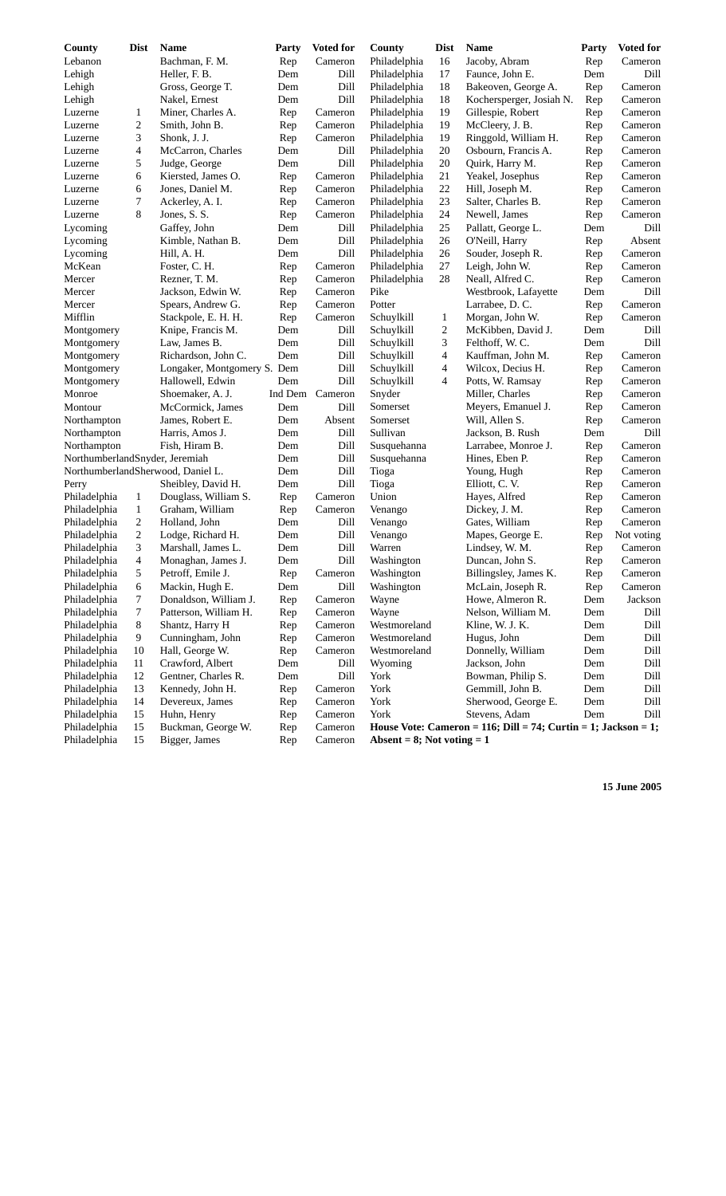| County | Dist | Name | Party | Voted for |
|---|---|---|---|---|
| Lebanon | | Bachman, F. M. | Rep | Cameron |
| Lehigh | | Heller, F. B. | Dem | Dill |
| Lehigh | | Gross, George T. | Dem | Dill |
| Lehigh | | Nakel, Ernest | Dem | Dill |
| Luzerne | 1 | Miner, Charles A. | Rep | Cameron |
| Luzerne | 2 | Smith, John B. | Rep | Cameron |
| Luzerne | 3 | Shonk, J. J. | Rep | Cameron |
| Luzerne | 4 | McCarron, Charles | Dem | Dill |
| Luzerne | 5 | Judge, George | Dem | Dill |
| Luzerne | 6 | Kiersted, James O. | Rep | Cameron |
| Luzerne | 6 | Jones, Daniel M. | Rep | Cameron |
| Luzerne | 7 | Ackerley, A. I. | Rep | Cameron |
| Luzerne | 8 | Jones, S. S. | Rep | Cameron |
| Lycoming | | Gaffey, John | Dem | Dill |
| Lycoming | | Kimble, Nathan B. | Dem | Dill |
| Lycoming | | Hill, A. H. | Dem | Dill |
| McKean | | Foster, C. H. | Rep | Cameron |
| Mercer | | Rezner, T. M. | Rep | Cameron |
| Mercer | | Jackson, Edwin W. | Rep | Cameron |
| Mercer | | Spears, Andrew G. | Rep | Cameron |
| Mifflin | | Stackpole, E. H. H. | Rep | Cameron |
| Montgomery | | Knipe, Francis M. | Dem | Dill |
| Montgomery | | Law, James B. | Dem | Dill |
| Montgomery | | Richardson, John C. | Dem | Dill |
| Montgomery | | Longaker, Montgomery S. | Dem | Dill |
| Montgomery | | Hallowell, Edwin | Dem | Dill |
| Monroe | | Shoemaker, A. J. | Ind Dem | Cameron |
| Montour | | McCormick, James | Dem | Dill |
| Northampton | | James, Robert E. | Dem | Absent |
| Northampton | | Harris, Amos J. | Dem | Dill |
| Northampton | | Fish, Hiram B. | Dem | Dill |
| Northumberland | | Snyder, Jeremiah | Dem | Dill |
| Northumberland | | Sherwood, Daniel L. | Dem | Dill |
| Perry | | Sheibley, David H. | Dem | Dill |
| Philadelphia | 1 | Douglass, William S. | Rep | Cameron |
| Philadelphia | 1 | Graham, William | Rep | Cameron |
| Philadelphia | 2 | Holland, John | Dem | Dill |
| Philadelphia | 2 | Lodge, Richard H. | Dem | Dill |
| Philadelphia | 3 | Marshall, James L. | Dem | Dill |
| Philadelphia | 4 | Monaghan, James J. | Dem | Dill |
| Philadelphia | 5 | Petroff, Emile J. | Rep | Cameron |
| Philadelphia | 6 | Mackin, Hugh E. | Dem | Dill |
| Philadelphia | 7 | Donaldson, William J. | Rep | Cameron |
| Philadelphia | 7 | Patterson, William H. | Rep | Cameron |
| Philadelphia | 8 | Shantz, Harry H | Rep | Cameron |
| Philadelphia | 9 | Cunningham, John | Rep | Cameron |
| Philadelphia | 10 | Hall, George W. | Rep | Cameron |
| Philadelphia | 11 | Crawford, Albert | Dem | Dill |
| Philadelphia | 12 | Gentner, Charles R. | Dem | Dill |
| Philadelphia | 13 | Kennedy, John H. | Rep | Cameron |
| Philadelphia | 14 | Devereux, James | Rep | Cameron |
| Philadelphia | 15 | Huhn, Henry | Rep | Cameron |
| Philadelphia | 15 | Buckman, George W. | Rep | Cameron |
| Philadelphia | 15 | Bigger, James | Rep | Cameron |
| Philadelphia | 16 | Jacoby, Abram | Rep | Cameron |
| Philadelphia | 17 | Faunce, John E. | Dem | Dill |
| Philadelphia | 18 | Bakeoven, George A. | Rep | Cameron |
| Philadelphia | 18 | Kochersperger, Josiah N. | Rep | Cameron |
| Philadelphia | 19 | Gillespie, Robert | Rep | Cameron |
| Philadelphia | 19 | McCleery, J. B. | Rep | Cameron |
| Philadelphia | 19 | Ringgold, William H. | Rep | Cameron |
| Philadelphia | 20 | Osbourn, Francis A. | Rep | Cameron |
| Philadelphia | 20 | Quirk, Harry M. | Rep | Cameron |
| Philadelphia | 21 | Yeakel, Josephus | Rep | Cameron |
| Philadelphia | 22 | Hill, Joseph M. | Rep | Cameron |
| Philadelphia | 23 | Salter, Charles B. | Rep | Cameron |
| Philadelphia | 24 | Newell, James | Rep | Cameron |
| Philadelphia | 25 | Pallatt, George L. | Dem | Dill |
| Philadelphia | 26 | O'Neill, Harry | Rep | Absent |
| Philadelphia | 26 | Souder, Joseph R. | Rep | Cameron |
| Philadelphia | 27 | Leigh, John W. | Rep | Cameron |
| Philadelphia | 28 | Neall, Alfred C. | Rep | Cameron |
| Pike | | Westbrook, Lafayette | Dem | Dill |
| Potter | | Larrabee, D. C. | Rep | Cameron |
| Schuylkill | 1 | Morgan, John W. | Rep | Cameron |
| Schuylkill | 2 | McKibben, David J. | Dem | Dill |
| Schuylkill | 3 | Felthoff, W. C. | Dem | Dill |
| Schuylkill | 4 | Kauffman, John M. | Rep | Cameron |
| Schuylkill | 4 | Wilcox, Decius H. | Rep | Cameron |
| Schuylkill | 4 | Potts, W. Ramsay | Rep | Cameron |
| Snyder | | Miller, Charles | Rep | Cameron |
| Somerset | | Meyers, Emanuel J. | Rep | Cameron |
| Somerset | | Will, Allen S. | Rep | Cameron |
| Sullivan | | Jackson, B. Rush | Dem | Dill |
| Susquehanna | | Larrabee, Monroe J. | Rep | Cameron |
| Susquehanna | | Hines, Eben P. | Rep | Cameron |
| Tioga | | Young, Hugh | Rep | Cameron |
| Tioga | | Elliott, C. V. | Rep | Cameron |
| Union | | Hayes, Alfred | Rep | Cameron |
| Venango | | Dickey, J. M. | Rep | Cameron |
| Venango | | Gates, William | Rep | Cameron |
| Venango | | Mapes, George E. | Rep | Not voting |
| Warren | | Lindsey, W. M. | Rep | Cameron |
| Washington | | Duncan, John S. | Rep | Cameron |
| Washington | | Billingsley, James K. | Rep | Cameron |
| Washington | | McLain, Joseph R. | Rep | Cameron |
| Wayne | | Howe, Almeron R. | Dem | Jackson |
| Wayne | | Nelson, William M. | Dem | Dill |
| Westmoreland | | Kline, W. J. K. | Dem | Dill |
| Westmoreland | | Hugus, John | Dem | Dill |
| Westmoreland | | Donnelly, William | Dem | Dill |
| Wyoming | | Jackson, John | Dem | Dill |
| York | | Bowman, Philip S. | Dem | Dill |
| York | | Gemmill, John B. | Dem | Dill |
| York | | Sherwood, George E. | Dem | Dill |
| York | | Stevens, Adam | Dem | Dill |

**House Vote: Cameron = 116; Dill = 74; Curtin = 1; Jackson = 1; Absent = 8; Not voting = 1**

**15 June 2005**